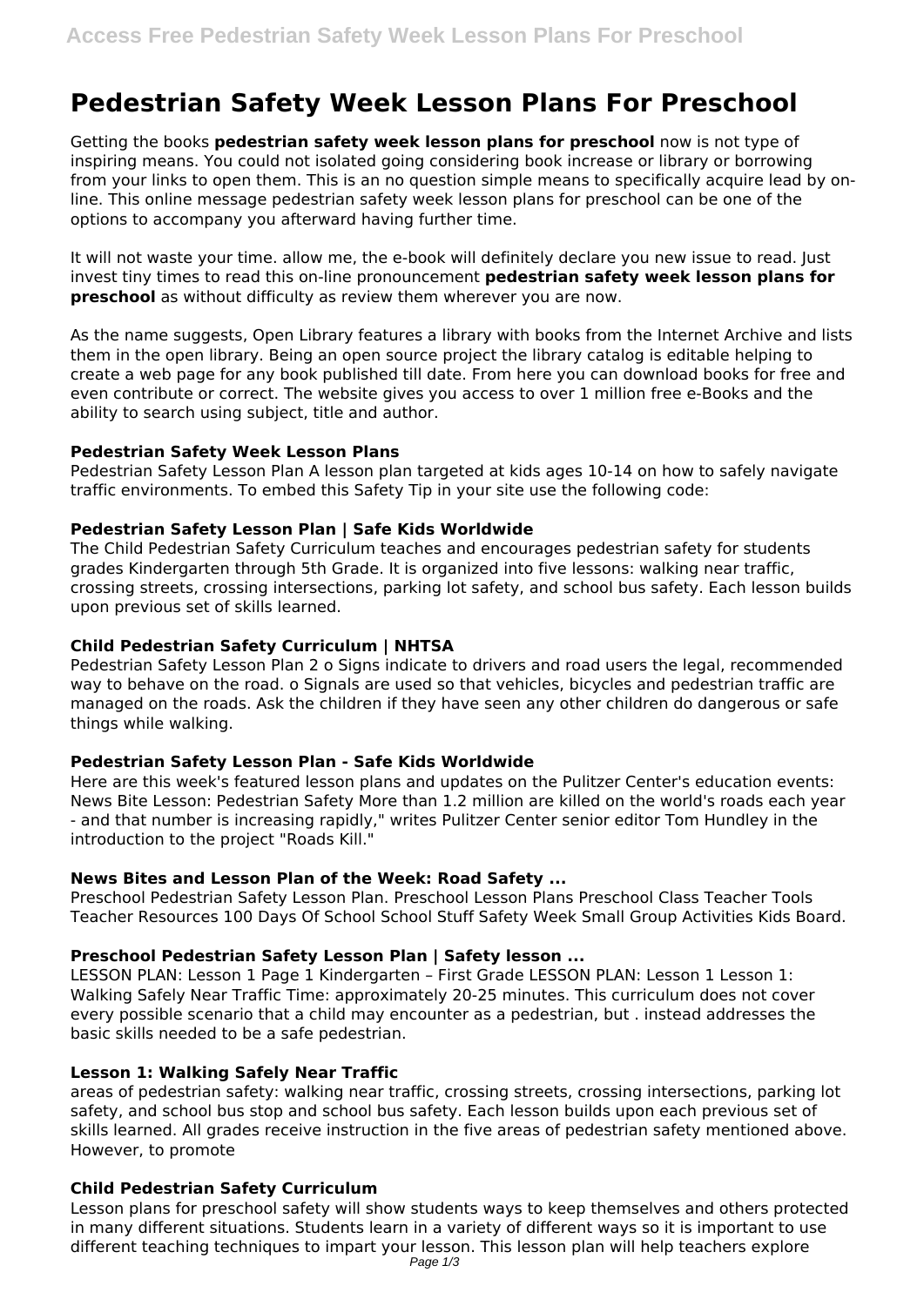# Pedestrian Safety Week Lesson Plans For Preschool

Getting the books **pedestrian safety week lesson plans for preschool** now is not type of inspiring means. You could not isolated going considering book increase or library or borrowing from your links to open them. This is an no question simple means to specifically acquire lead by on-line. This online message pedestrian safety week lesson plans for preschool can be one of the options to accompany you afterward having further time.

It will not waste your time. allow me, the e-book will definitely declare you new issue to read. Just invest tiny times to read this on-line pronouncement **pedestrian safety week lesson plans for preschool** as without difficulty as review them wherever you are now.

As the name suggests, Open Library features a library with books from the Internet Archive and lists them in the open library. Being an open source project the library catalog is editable helping to create a web page for any book published till date. From here you can download books for free and even contribute or correct. The website gives you access to over 1 million free e-Books and the ability to search using subject, title and author.

### Pedestrian Safety Week Lesson Plans

Pedestrian Safety Lesson Plan A lesson plan targeted at kids ages 10-14 on how to safely navigate traffic environments. To embed this Safety Tip in your site use the following code:

### Pedestrian Safety Lesson Plan | Safe Kids Worldwide

The Child Pedestrian Safety Curriculum teaches and encourages pedestrian safety for students grades Kindergarten through 5th Grade. It is organized into five lessons: walking near traffic, crossing streets, crossing intersections, parking lot safety, and school bus safety. Each lesson builds upon previous set of skills learned.

### Child Pedestrian Safety Curriculum | NHTSA

Pedestrian Safety Lesson Plan 2 o Signs indicate to drivers and road users the legal, recommended way to behave on the road. o Signals are used so that vehicles, bicycles and pedestrian traffic are managed on the roads. Ask the children if they have seen any other children do dangerous or safe things while walking.

### Pedestrian Safety Lesson Plan - Safe Kids Worldwide

Here are this week's featured lesson plans and updates on the Pulitzer Center's education events: News Bite Lesson: Pedestrian Safety More than 1.2 million are killed on the world's roads each year - and that number is increasing rapidly," writes Pulitzer Center senior editor Tom Hundley in the introduction to the project "Roads Kill."

### News Bites and Lesson Plan of the Week: Road Safety ...

Preschool Pedestrian Safety Lesson Plan. Preschool Lesson Plans Preschool Class Teacher Tools Teacher Resources 100 Days Of School School Stuff Safety Week Small Group Activities Kids Board.

### Preschool Pedestrian Safety Lesson Plan | Safety lesson ...

LESSON PLAN: Lesson 1 Page 1 Kindergarten – First Grade LESSON PLAN: Lesson 1 Lesson 1: Walking Safely Near Traffic Time: approximately 20-25 minutes. This curriculum does not cover every possible scenario that a child may encounter as a pedestrian, but . instead addresses the basic skills needed to be a safe pedestrian.

### Lesson 1: Walking Safely Near Traffic

areas of pedestrian safety: walking near traffic, crossing streets, crossing intersections, parking lot safety, and school bus stop and school bus safety. Each lesson builds upon each previous set of skills learned. All grades receive instruction in the five areas of pedestrian safety mentioned above. However, to promote

### Child Pedestrian Safety Curriculum

Lesson plans for preschool safety will show students ways to keep themselves and others protected in many different situations. Students learn in a variety of different ways so it is important to use different teaching techniques to impart your lesson. This lesson plan will help teachers explore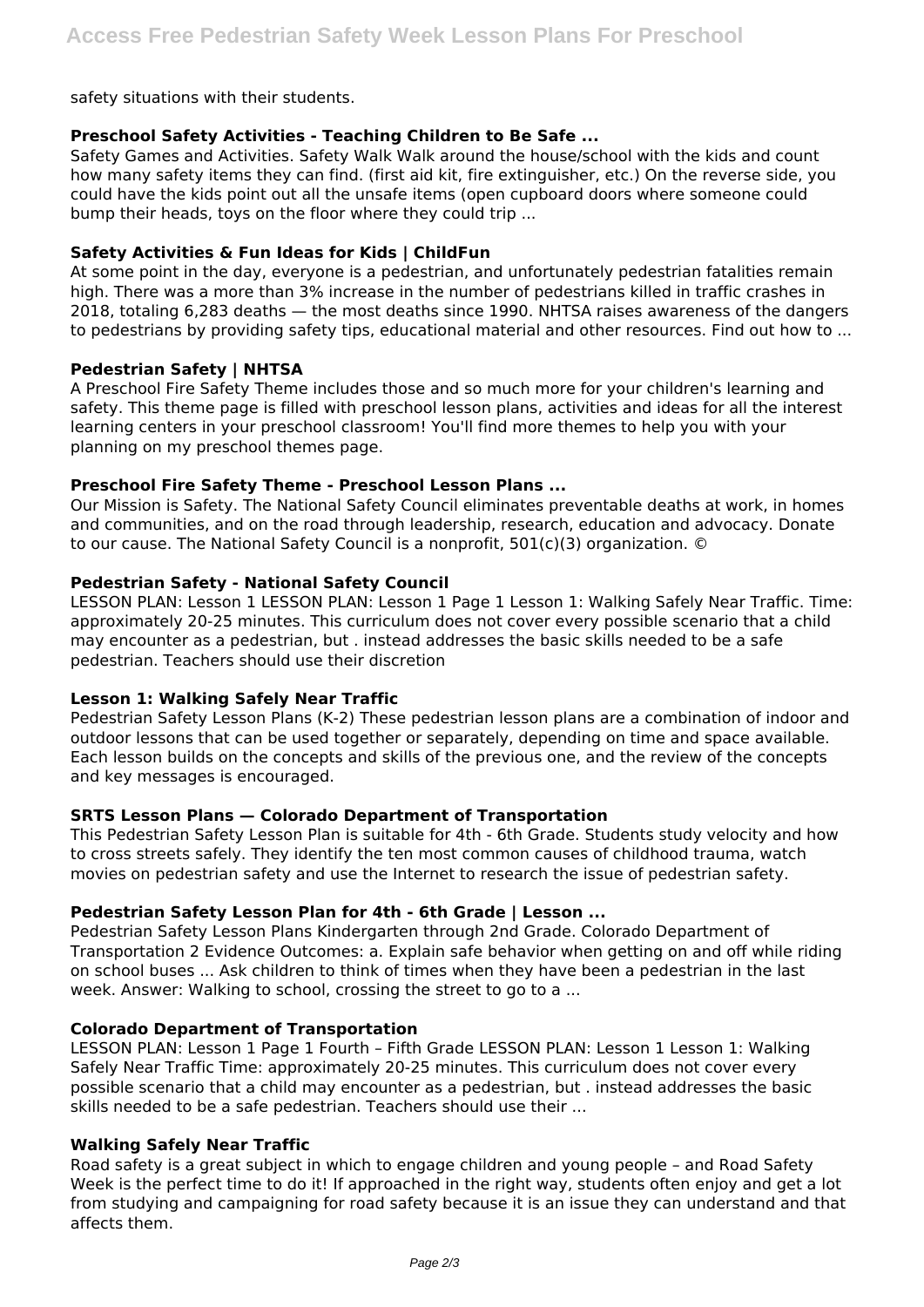safety situations with their students.

### Preschool Safety Activities - Teaching Children to Be Safe ...

Safety Games and Activities. Safety Walk Walk around the house/school with the kids and count how many safety items they can find. (first aid kit, fire extinguisher, etc.) On the reverse side, you could have the kids point out all the unsafe items (open cupboard doors where someone could bump their heads, toys on the floor where they could trip ...

### Safety Activities & Fun Ideas for Kids | ChildFun

At some point in the day, everyone is a pedestrian, and unfortunately pedestrian fatalities remain high. There was a more than 3% increase in the number of pedestrians killed in traffic crashes in 2018, totaling 6,283 deaths — the most deaths since 1990. NHTSA raises awareness of the dangers to pedestrians by providing safety tips, educational material and other resources. Find out how to ...

### Pedestrian Safety | NHTSA

A Preschool Fire Safety Theme includes those and so much more for your children's learning and safety. This theme page is filled with preschool lesson plans, activities and ideas for all the interest learning centers in your preschool classroom! You'll find more themes to help you with your planning on my preschool themes page.

### Preschool Fire Safety Theme - Preschool Lesson Plans ...

Our Mission is Safety. The National Safety Council eliminates preventable deaths at work, in homes and communities, and on the road through leadership, research, education and advocacy. Donate to our cause. The National Safety Council is a nonprofit, 501(c)(3) organization. ©

### Pedestrian Safety - National Safety Council

LESSON PLAN: Lesson 1 LESSON PLAN: Lesson 1 Page 1 Lesson 1: Walking Safely Near Traffic. Time: approximately 20-25 minutes. This curriculum does not cover every possible scenario that a child may encounter as a pedestrian, but . instead addresses the basic skills needed to be a safe pedestrian. Teachers should use their discretion

### Lesson 1: Walking Safely Near Traffic

Pedestrian Safety Lesson Plans (K-2) These pedestrian lesson plans are a combination of indoor and outdoor lessons that can be used together or separately, depending on time and space available. Each lesson builds on the concepts and skills of the previous one, and the review of the concepts and key messages is encouraged.

### SRTS Lesson Plans — Colorado Department of Transportation

This Pedestrian Safety Lesson Plan is suitable for 4th - 6th Grade. Students study velocity and how to cross streets safely. They identify the ten most common causes of childhood trauma, watch movies on pedestrian safety and use the Internet to research the issue of pedestrian safety.

### Pedestrian Safety Lesson Plan for 4th - 6th Grade | Lesson ...

Pedestrian Safety Lesson Plans Kindergarten through 2nd Grade. Colorado Department of Transportation 2 Evidence Outcomes: a. Explain safe behavior when getting on and off while riding on school buses ... Ask children to think of times when they have been a pedestrian in the last week. Answer: Walking to school, crossing the street to go to a ...

### Colorado Department of Transportation

LESSON PLAN: Lesson 1 Page 1 Fourth – Fifth Grade LESSON PLAN: Lesson 1 Lesson 1: Walking Safely Near Traffic Time: approximately 20-25 minutes. This curriculum does not cover every possible scenario that a child may encounter as a pedestrian, but . instead addresses the basic skills needed to be a safe pedestrian. Teachers should use their ...

### Walking Safely Near Traffic

Road safety is a great subject in which to engage children and young people – and Road Safety Week is the perfect time to do it! If approached in the right way, students often enjoy and get a lot from studying and campaigning for road safety because it is an issue they can understand and that affects them.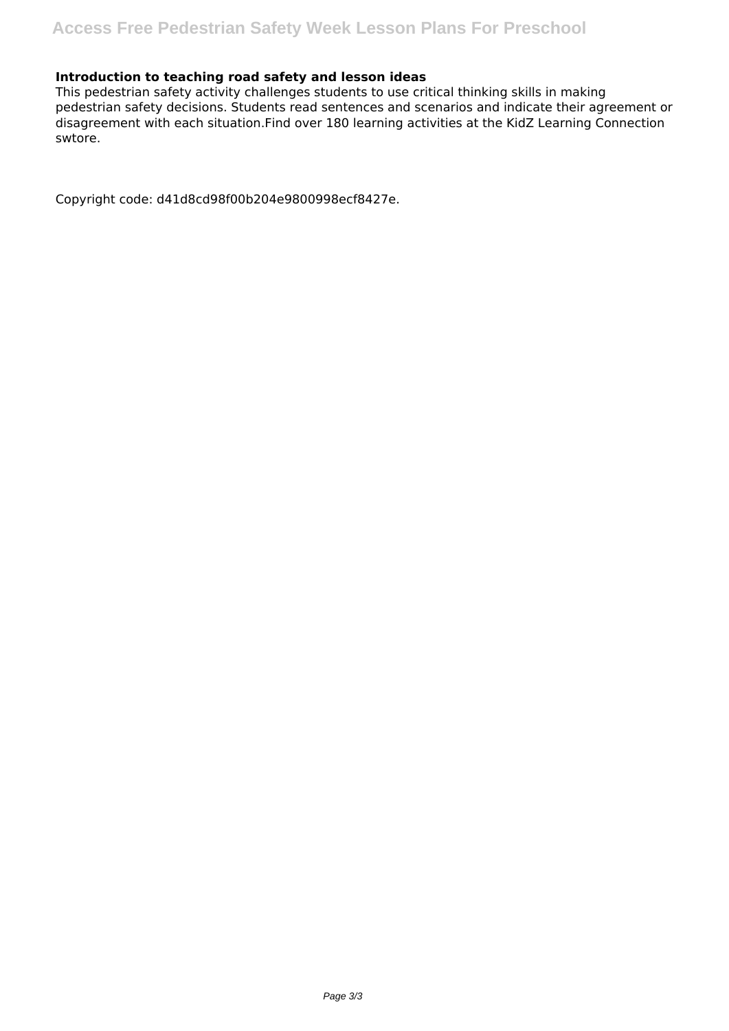**Introduction to teaching road safety and lesson ideas**

This pedestrian safety activity challenges students to use critical thinking skills in making pedestrian safety decisions. Students read sentences and scenarios and indicate their agreement or disagreement with each situation.Find over 180 learning activities at the KidZ Learning Connection swtore.

Copyright code: d41d8cd98f00b204e9800998ecf8427e.